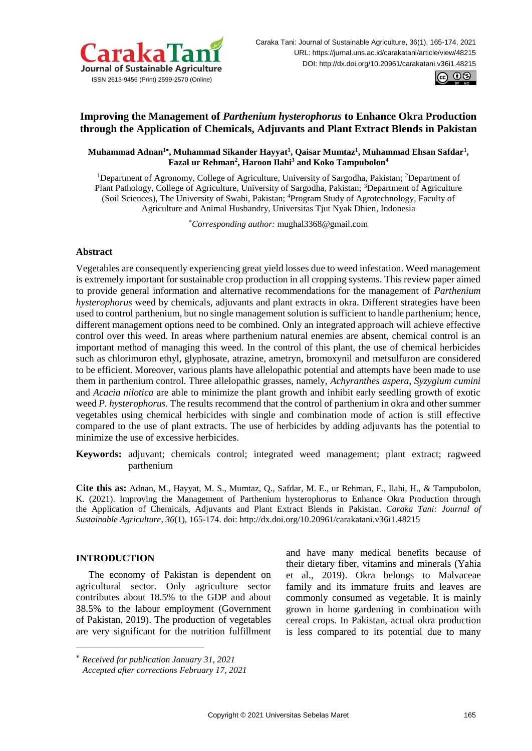# Improving the Management of *Parthenium hysterophorus* to Enhance Okra Production through the Application of Chemicals, Adjuvants and Plant Extract Blends in Pakistan

**Muhammad Adnan[1*], Muhammad Sikander Hayyat[1], Qaisar Mumtaz[1], Muhammad Ehsan Safdar[1], Fazal ur Rehman[2], Haroon Ilahi[3] and Koko Tampubolon[4]**

[1]Department of Agronomy, College of Agriculture, University of Sargodha, Pakistan; [2]Department of Plant Pathology, College of Agriculture, University of Sargodha, Pakistan; [3]Department of Agriculture (Soil Sciences), The University of Swabi, Pakistan; [4]Program Study of Agrotechnology, Faculty of Agriculture and Animal Husbandry, Universitas Tjut Nyak Dhien, Indonesia

*\*Corresponding author:* mughal3368@gmail.com

## Abstract

Vegetables are consequently experiencing great yield losses due to weed infestation. Weed management is extremely important for sustainable crop production in all cropping systems. This review paper aimed to provide general information and alternative recommendations for the management of *Parthenium hysterophorus* weed by chemicals, adjuvants and plant extracts in okra. Different strategies have been used to control parthenium, but no single management solution is sufficient to handle parthenium; hence, different management options need to be combined. Only an integrated approach will achieve effective control over this weed. In areas where parthenium natural enemies are absent, chemical control is an important method of managing this weed. In the control of this plant, the use of chemical herbicides such as chlorimuron ethyl, glyphosate, atrazine, ametryn, bromoxynil and metsulfuron are considered to be efficient. Moreover, various plants have allelopathic potential and attempts have been made to use them in parthenium control. Three allelopathic grasses, namely, *Achyranthes aspera*, *Syzygium cumini* and *Acacia nilotica* are able to minimize the plant growth and inhibit early seedling growth of exotic weed *P. hysterophorus*. The results recommend that the control of parthenium in okra and other summer vegetables using chemical herbicides with single and combination mode of action is still effective compared to the use of plant extracts. The use of herbicides by adding adjuvants has the potential to minimize the use of excessive herbicides.

**Keywords:** adjuvant; chemicals control; integrated weed management; plant extract; ragweed parthenium

**Cite this as:** Adnan, M., Hayyat, M. S., Mumtaz, Q., Safdar, M. E., ur Rehman, F., Ilahi, H., & Tampubolon, K. (2021). Improving the Management of Parthenium hysterophorus to Enhance Okra Production through the Application of Chemicals, Adjuvants and Plant Extract Blends in Pakistan. *Caraka Tani: Journal of Sustainable Agriculture*, *36*(1), 165-174. doi: http://dx.doi.org/10.20961/carakatani.v36i1.48215

## INTRODUCTION

The economy of Pakistan is dependent on agricultural sector. Only agriculture sector contributes about 18.5% to the GDP and about 38.5% to the labour employment (Government of Pakistan, 2019). The production of vegetables are very significant for the nutrition fulfillment and have many medical benefits because of their dietary fiber, vitamins and minerals (Yahia et al., 2019). Okra belongs to Malvaceae family and its immature fruits and leaves are commonly consumed as vegetable. It is mainly grown in home gardening in combination with cereal crops. In Pakistan, actual okra production is less compared to its potential due to many

\* *Received for publication January 31, 2021*
*Accepted after corrections February 17, 2021*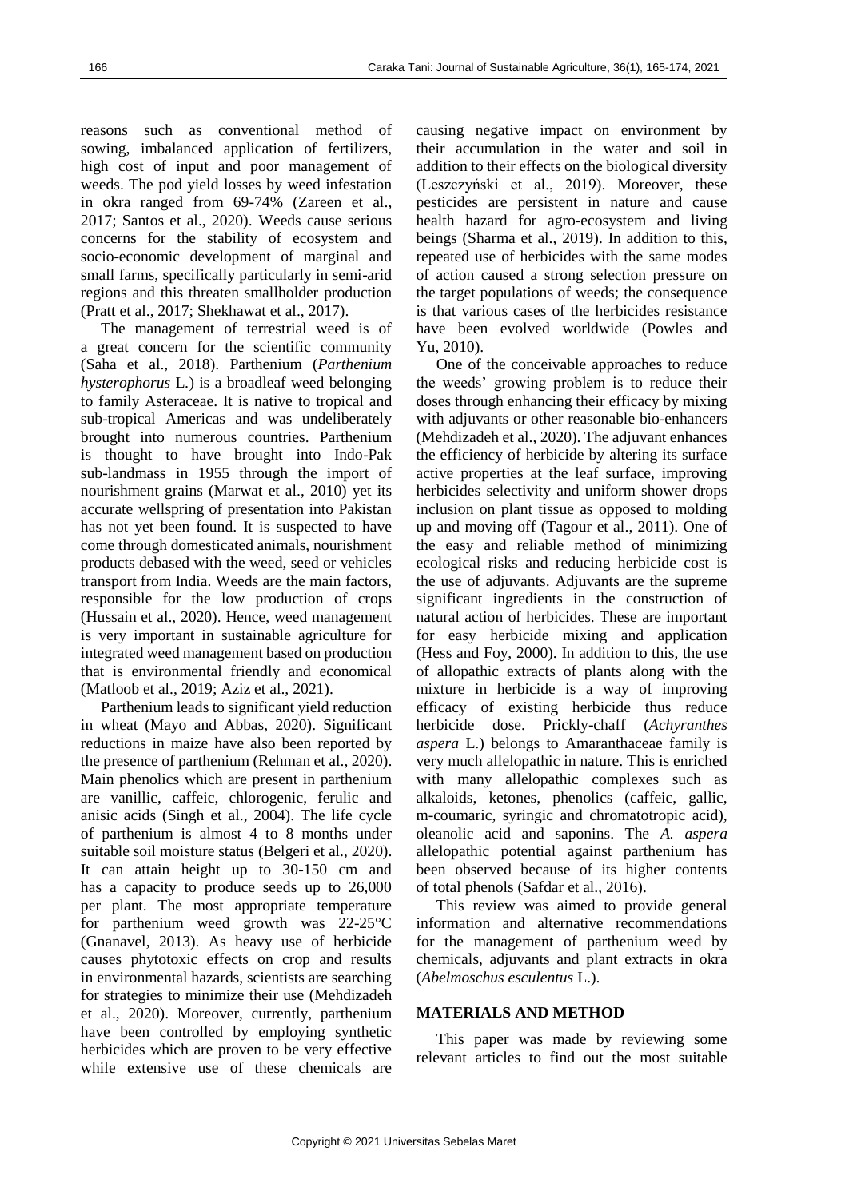reasons such as conventional method of sowing, imbalanced application of fertilizers, high cost of input and poor management of weeds. The pod yield losses by weed infestation in okra ranged from 69-74% (Zareen et al., 2017; Santos et al., 2020). Weeds cause serious concerns for the stability of ecosystem and socio-economic development of marginal and small farms, specifically particularly in semi-arid regions and this threaten smallholder production (Pratt et al., 2017; Shekhawat et al., 2017).

The management of terrestrial weed is of a great concern for the scientific community (Saha et al., 2018). Parthenium (*Parthenium hysterophorus* L.) is a broadleaf weed belonging to family Asteraceae. It is native to tropical and sub-tropical Americas and was undeliberately brought into numerous countries. Parthenium is thought to have brought into Indo-Pak sub-landmass in 1955 through the import of nourishment grains (Marwat et al., 2010) yet its accurate wellspring of presentation into Pakistan has not yet been found. It is suspected to have come through domesticated animals, nourishment products debased with the weed, seed or vehicles transport from India. Weeds are the main factors, responsible for the low production of crops (Hussain et al., 2020). Hence, weed management is very important in sustainable agriculture for integrated weed management based on production that is environmental friendly and economical (Matloob et al., 2019; Aziz et al., 2021).

Parthenium leads to significant yield reduction in wheat (Mayo and Abbas, 2020). Significant reductions in maize have also been reported by the presence of parthenium (Rehman et al., 2020). Main phenolics which are present in parthenium are vanillic, caffeic, chlorogenic, ferulic and anisic acids (Singh et al., 2004). The life cycle of parthenium is almost 4 to 8 months under suitable soil moisture status (Belgeri et al., 2020). It can attain height up to 30-150 cm and has a capacity to produce seeds up to 26,000 per plant. The most appropriate temperature for parthenium weed growth was 22-25°C (Gnanavel, 2013). As heavy use of herbicide causes phytotoxic effects on crop and results in environmental hazards, scientists are searching for strategies to minimize their use (Mehdizadeh et al., 2020). Moreover, currently, parthenium have been controlled by employing synthetic herbicides which are proven to be very effective while extensive use of these chemicals are causing negative impact on environment by their accumulation in the water and soil in addition to their effects on the biological diversity (Leszczyński et al., 2019). Moreover, these pesticides are persistent in nature and cause health hazard for agro-ecosystem and living beings (Sharma et al., 2019). In addition to this, repeated use of herbicides with the same modes of action caused a strong selection pressure on the target populations of weeds; the consequence is that various cases of the herbicides resistance have been evolved worldwide (Powles and Yu, 2010).

One of the conceivable approaches to reduce the weeds' growing problem is to reduce their doses through enhancing their efficacy by mixing with adjuvants or other reasonable bio-enhancers (Mehdizadeh et al., 2020). The adjuvant enhances the efficiency of herbicide by altering its surface active properties at the leaf surface, improving herbicides selectivity and uniform shower drops inclusion on plant tissue as opposed to molding up and moving off (Tagour et al., 2011). One of the easy and reliable method of minimizing ecological risks and reducing herbicide cost is the use of adjuvants. Adjuvants are the supreme significant ingredients in the construction of natural action of herbicides. These are important for easy herbicide mixing and application (Hess and Foy, 2000). In addition to this, the use of allopathic extracts of plants along with the mixture in herbicide is a way of improving efficacy of existing herbicide thus reduce herbicide dose. Prickly-chaff (*Achyranthes aspera* L.) belongs to Amaranthaceae family is very much allelopathic in nature. This is enriched with many allelopathic complexes such as alkaloids, ketones, phenolics (caffeic, gallic, m-coumaric, syringic and chromatotropic acid), oleanolic acid and saponins. The *A. aspera* allelopathic potential against parthenium has been observed because of its higher contents of total phenols (Safdar et al., 2016).

This review was aimed to provide general information and alternative recommendations for the management of parthenium weed by chemicals, adjuvants and plant extracts in okra (*Abelmoschus esculentus* L.).

## MATERIALS AND METHOD

This paper was made by reviewing some relevant articles to find out the most suitable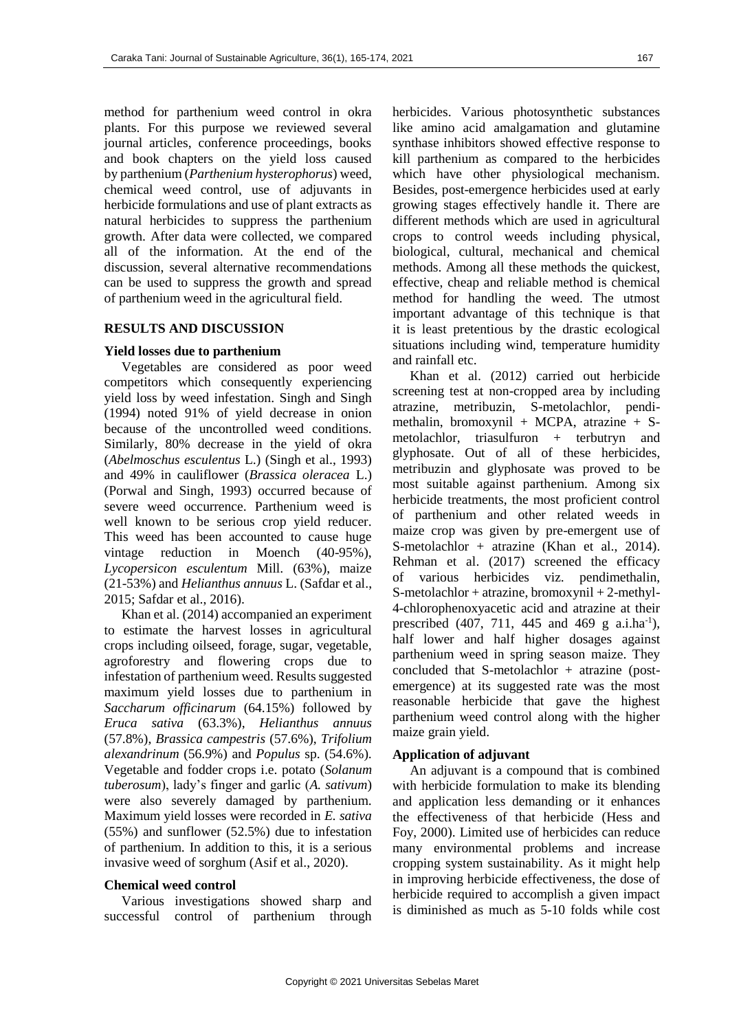method for parthenium weed control in okra plants. For this purpose we reviewed several journal articles, conference proceedings, books and book chapters on the yield loss caused by parthenium (*Parthenium hysterophorus*) weed, chemical weed control, use of adjuvants in herbicide formulations and use of plant extracts as natural herbicides to suppress the parthenium growth. After data were collected, we compared all of the information. At the end of the discussion, several alternative recommendations can be used to suppress the growth and spread of parthenium weed in the agricultural field.

## RESULTS AND DISCUSSION

### Yield losses due to parthenium

Vegetables are considered as poor weed competitors which consequently experiencing yield loss by weed infestation. Singh and Singh (1994) noted 91% of yield decrease in onion because of the uncontrolled weed conditions. Similarly, 80% decrease in the yield of okra (*Abelmoschus esculentus* L.) (Singh et al., 1993) and 49% in cauliflower (*Brassica oleracea* L.) (Porwal and Singh, 1993) occurred because of severe weed occurrence. Parthenium weed is well known to be serious crop yield reducer. This weed has been accounted to cause huge vintage reduction in Moench (40-95%), *Lycopersicon esculentum* Mill. (63%), maize (21-53%) and *Helianthus annuus* L. (Safdar et al., 2015; Safdar et al., 2016).

Khan et al. (2014) accompanied an experiment to estimate the harvest losses in agricultural crops including oilseed, forage, sugar, vegetable, agroforestry and flowering crops due to infestation of parthenium weed. Results suggested maximum yield losses due to parthenium in *Saccharum officinarum* (64.15%) followed by *Eruca sativa* (63.3%), *Helianthus annuus* (57.8%), *Brassica campestris* (57.6%), *Trifolium alexandrinum* (56.9%) and *Populus* sp. (54.6%). Vegetable and fodder crops i.e. potato (*Solanum tuberosum*), lady's finger and garlic (*A. sativum*) were also severely damaged by parthenium. Maximum yield losses were recorded in *E. sativa* (55%) and sunflower (52.5%) due to infestation of parthenium. In addition to this, it is a serious invasive weed of sorghum (Asif et al., 2020).

### Chemical weed control

Various investigations showed sharp and successful control of parthenium through herbicides. Various photosynthetic substances like amino acid amalgamation and glutamine synthase inhibitors showed effective response to kill parthenium as compared to the herbicides which have other physiological mechanism. Besides, post-emergence herbicides used at early growing stages effectively handle it. There are different methods which are used in agricultural crops to control weeds including physical, biological, cultural, mechanical and chemical methods. Among all these methods the quickest, effective, cheap and reliable method is chemical method for handling the weed. The utmost important advantage of this technique is that it is least pretentious by the drastic ecological situations including wind, temperature humidity and rainfall etc.

Khan et al. (2012) carried out herbicide screening test at non-cropped area by including atrazine, metribuzin, S-metolachlor, pendimethalin, bromoxynil + MCPA, atrazine + S-metolachlor, triasulfuron + terbutryn and glyphosate. Out of all of these herbicides, metribuzin and glyphosate was proved to be most suitable against parthenium. Among six herbicide treatments, the most proficient control of parthenium and other related weeds in maize crop was given by pre-emergent use of S-metolachlor + atrazine (Khan et al., 2014). Rehman et al. (2017) screened the efficacy of various herbicides viz. pendimethalin, S-metolachlor + atrazine, bromoxynil + 2-methyl-4-chlorophenoxyacetic acid and atrazine at their prescribed (407, 711, 445 and 469 g a.i.ha$^{-1}$), half lower and half higher dosages against parthenium weed in spring season maize. They concluded that S-metolachlor + atrazine (post-emergence) at its suggested rate was the most reasonable herbicide that gave the highest parthenium weed control along with the higher maize grain yield.

### Application of adjuvant

An adjuvant is a compound that is combined with herbicide formulation to make its blending and application less demanding or it enhances the effectiveness of that herbicide (Hess and Foy, 2000). Limited use of herbicides can reduce many environmental problems and increase cropping system sustainability. As it might help in improving herbicide effectiveness, the dose of herbicide required to accomplish a given impact is diminished as much as 5-10 folds while cost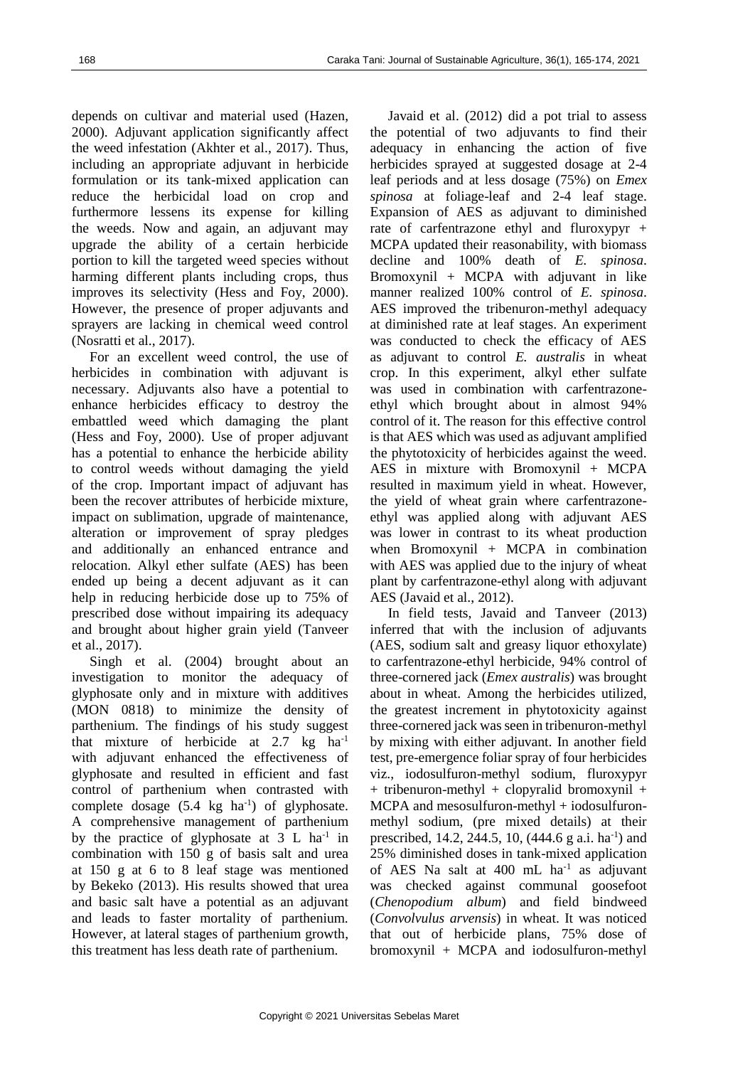depends on cultivar and material used (Hazen, 2000). Adjuvant application significantly affect the weed infestation (Akhter et al., 2017). Thus, including an appropriate adjuvant in herbicide formulation or its tank-mixed application can reduce the herbicidal load on crop and furthermore lessens its expense for killing the weeds. Now and again, an adjuvant may upgrade the ability of a certain herbicide portion to kill the targeted weed species without harming different plants including crops, thus improves its selectivity (Hess and Foy, 2000). However, the presence of proper adjuvants and sprayers are lacking in chemical weed control (Nosratti et al., 2017).

For an excellent weed control, the use of herbicides in combination with adjuvant is necessary. Adjuvants also have a potential to enhance herbicides efficacy to destroy the embattled weed which damaging the plant (Hess and Foy, 2000). Use of proper adjuvant has a potential to enhance the herbicide ability to control weeds without damaging the yield of the crop. Important impact of adjuvant has been the recover attributes of herbicide mixture, impact on sublimation, upgrade of maintenance, alteration or improvement of spray pledges and additionally an enhanced entrance and relocation. Alkyl ether sulfate (AES) has been ended up being a decent adjuvant as it can help in reducing herbicide dose up to 75% of prescribed dose without impairing its adequacy and brought about higher grain yield (Tanveer et al., 2017).

Singh et al. (2004) brought about an investigation to monitor the adequacy of glyphosate only and in mixture with additives (MON 0818) to minimize the density of parthenium. The findings of his study suggest that mixture of herbicide at 2.7 kg ha$^{-1}$ with adjuvant enhanced the effectiveness of glyphosate and resulted in efficient and fast control of parthenium when contrasted with complete dosage (5.4 kg ha$^{-1}$) of glyphosate. A comprehensive management of parthenium by the practice of glyphosate at 3 L ha$^{-1}$ in combination with 150 g of basis salt and urea at 150 g at 6 to 8 leaf stage was mentioned by Bekeko (2013). His results showed that urea and basic salt have a potential as an adjuvant and leads to faster mortality of parthenium. However, at lateral stages of parthenium growth, this treatment has less death rate of parthenium.

Javaid et al. (2012) did a pot trial to assess the potential of two adjuvants to find their adequacy in enhancing the action of five herbicides sprayed at suggested dosage at 2-4 leaf periods and at less dosage (75%) on *Emex spinosa* at foliage-leaf and 2-4 leaf stage. Expansion of AES as adjuvant to diminished rate of carfentrazone ethyl and fluroxypyr + MCPA updated their reasonability, with biomass decline and 100% death of *E. spinosa*. Bromoxynil + MCPA with adjuvant in like manner realized 100% control of *E. spinosa*. AES improved the tribenuron-methyl adequacy at diminished rate at leaf stages. An experiment was conducted to check the efficacy of AES as adjuvant to control *E. australis* in wheat crop. In this experiment, alkyl ether sulfate was used in combination with carfentrazone-ethyl which brought about in almost 94% control of it. The reason for this effective control is that AES which was used as adjuvant amplified the phytotoxicity of herbicides against the weed. AES in mixture with Bromoxynil + MCPA resulted in maximum yield in wheat. However, the yield of wheat grain where carfentrazone-ethyl was applied along with adjuvant AES was lower in contrast to its wheat production when Bromoxynil + MCPA in combination with AES was applied due to the injury of wheat plant by carfentrazone-ethyl along with adjuvant AES (Javaid et al., 2012).

In field tests, Javaid and Tanveer (2013) inferred that with the inclusion of adjuvants (AES, sodium salt and greasy liquor ethoxylate) to carfentrazone-ethyl herbicide, 94% control of three-cornered jack (*Emex australis*) was brought about in wheat. Among the herbicides utilized, the greatest increment in phytotoxicity against three-cornered jack was seen in tribenuron-methyl by mixing with either adjuvant. In another field test, pre-emergence foliar spray of four herbicides viz., iodosulfuron-methyl sodium, fluroxypyr + tribenuron-methyl + clopyralid bromoxynil + MCPA and mesosulfuron-methyl + iodosulfuron-methyl sodium, (pre mixed details) at their prescribed, 14.2, 244.5, 10, (444.6 g a.i. ha$^{-1}$) and 25% diminished doses in tank-mixed application of AES Na salt at 400 mL ha$^{-1}$ as adjuvant was checked against communal goosefoot (*Chenopodium album*) and field bindweed (*Convolvulus arvensis*) in wheat. It was noticed that out of herbicide plans, 75% dose of bromoxynil + MCPA and iodosulfuron-methyl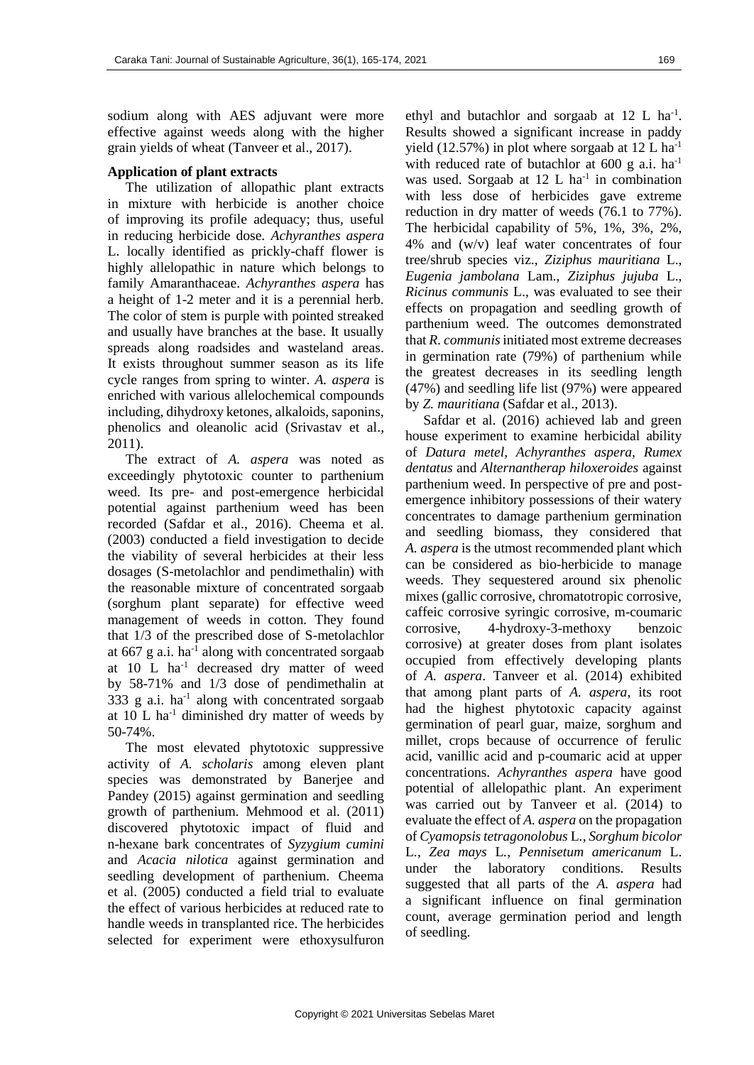sodium along with AES adjuvant were more effective against weeds along with the higher grain yields of wheat (Tanveer et al., 2017).

**Application of plant extracts**

The utilization of allopathic plant extracts in mixture with herbicide is another choice of improving its profile adequacy; thus, useful in reducing herbicide dose. *Achyranthes aspera* L. locally identified as prickly-chaff flower is highly allelopathic in nature which belongs to family Amaranthaceae. *Achyranthes aspera* has a height of 1-2 meter and it is a perennial herb. The color of stem is purple with pointed streaked and usually have branches at the base. It usually spreads along roadsides and wasteland areas. It exists throughout summer season as its life cycle ranges from spring to winter. *A. aspera* is enriched with various allelochemical compounds including, dihydroxy ketones, alkaloids, saponins, phenolics and oleanolic acid (Srivastav et al., 2011).

The extract of *A. aspera* was noted as exceedingly phytotoxic counter to parthenium weed. Its pre- and post-emergence herbicidal potential against parthenium weed has been recorded (Safdar et al., 2016). Cheema et al. (2003) conducted a field investigation to decide the viability of several herbicides at their less dosages (S-metolachlor and pendimethalin) with the reasonable mixture of concentrated sorgaab (sorghum plant separate) for effective weed management of weeds in cotton. They found that 1/3 of the prescribed dose of S-metolachlor at 667 g a.i. $ha^{-1}$ along with concentrated sorgaab at 10 L $ha^{-1}$ decreased dry matter of weed by 58-71% and 1/3 dose of pendimethalin at 333 g a.i. $ha^{-1}$ along with concentrated sorgaab at 10 L $ha^{-1}$ diminished dry matter of weeds by 50-74%.

The most elevated phytotoxic suppressive activity of *A. scholaris* among eleven plant species was demonstrated by Banerjee and Pandey (2015) against germination and seedling growth of parthenium. Mehmood et al. (2011) discovered phytotoxic impact of fluid and n-hexane bark concentrates of *Syzygium cumini* and *Acacia nilotica* against germination and seedling development of parthenium. Cheema et al. (2005) conducted a field trial to evaluate the effect of various herbicides at reduced rate to handle weeds in transplanted rice. The herbicides selected for experiment were ethoxysulfuron ethyl and butachlor and sorgaab at 12 L $ha^{-1}$. Results showed a significant increase in paddy yield (12.57%) in plot where sorgaab at 12 L $ha^{-1}$ with reduced rate of butachlor at 600 g a.i. $ha^{-1}$ was used. Sorgaab at 12 L $ha^{-1}$ in combination with less dose of herbicides gave extreme reduction in dry matter of weeds (76.1 to 77%). The herbicidal capability of 5%, 1%, 3%, 2%, 4% and (w/v) leaf water concentrates of four tree/shrub species viz., *Ziziphus mauritiana* L., *Eugenia jambolana* Lam., *Ziziphus jujuba* L., *Ricinus communis* L., was evaluated to see their effects on propagation and seedling growth of parthenium weed. The outcomes demonstrated that *R. communis* initiated most extreme decreases in germination rate (79%) of parthenium while the greatest decreases in its seedling length (47%) and seedling life list (97%) were appeared by *Z. mauritiana* (Safdar et al., 2013).

Safdar et al. (2016) achieved lab and green house experiment to examine herbicidal ability of *Datura metel*, *Achyranthes aspera, Rumex dentatus* and *Alternantherap hiloxeroides* against parthenium weed. In perspective of pre and post-emergence inhibitory possessions of their watery concentrates to damage parthenium germination and seedling biomass, they considered that *A. aspera* is the utmost recommended plant which can be considered as bio-herbicide to manage weeds. They sequestered around six phenolic mixes (gallic corrosive, chromatotropic corrosive, caffeic corrosive syringic corrosive, m-coumaric corrosive, 4-hydroxy-3-methoxy benzoic corrosive) at greater doses from plant isolates occupied from effectively developing plants of *A. aspera*. Tanveer et al. (2014) exhibited that among plant parts of *A. aspera*, its root had the highest phytotoxic capacity against germination of pearl guar, maize, sorghum and millet, crops because of occurrence of ferulic acid, vanillic acid and p-coumaric acid at upper concentrations. *Achyranthes aspera* have good potential of allelopathic plant. An experiment was carried out by Tanveer et al. (2014) to evaluate the effect of *A. aspera* on the propagation of *Cyamopsis tetragonolobus* L., *Sorghum bicolor* L., *Zea mays* L., *Pennisetum americanum* L. under the laboratory conditions. Results suggested that all parts of the *A. aspera* had a significant influence on final germination count, average germination period and length of seedling.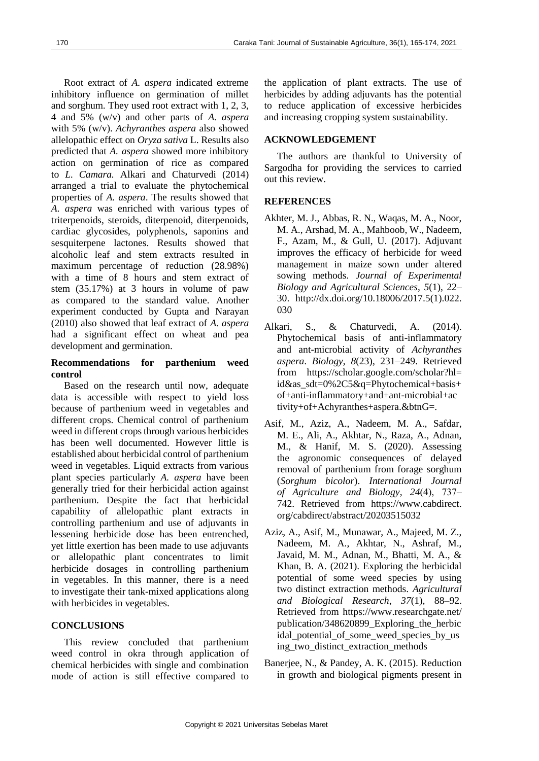Root extract of *A. aspera* indicated extreme inhibitory influence on germination of millet and sorghum. They used root extract with 1, 2, 3, 4 and 5% (w/v) and other parts of *A. aspera* with 5% (w/v). *Achyranthes aspera* also showed allelopathic effect on *Oryza sativa* L. Results also predicted that *A. aspera* showed more inhibitory action on germination of rice as compared to *L. Camara.* Alkari and Chaturvedi (2014) arranged a trial to evaluate the phytochemical properties of *A. aspera*. The results showed that *A. aspera* was enriched with various types of triterpenoids, steroids, diterpenoid, diterpenoids, cardiac glycosides, polyphenols, saponins and sesquiterpene lactones. Results showed that alcoholic leaf and stem extracts resulted in maximum percentage of reduction (28.98%) with a time of 8 hours and stem extract of stem (35.17%) at 3 hours in volume of paw as compared to the standard value. Another experiment conducted by Gupta and Narayan (2010) also showed that leaf extract of *A. aspera* had a significant effect on wheat and pea development and germination.

### Recommendations for parthenium weed control

Based on the research until now, adequate data is accessible with respect to yield loss because of parthenium weed in vegetables and different crops. Chemical control of parthenium weed in different crops through various herbicides has been well documented. However little is established about herbicidal control of parthenium weed in vegetables. Liquid extracts from various plant species particularly *A. aspera* have been generally tried for their herbicidal action against parthenium. Despite the fact that herbicidal capability of allelopathic plant extracts in controlling parthenium and use of adjuvants in lessening herbicide dose has been entrenched, yet little exertion has been made to use adjuvants or allelopathic plant concentrates to limit herbicide dosages in controlling parthenium in vegetables. In this manner, there is a need to investigate their tank-mixed applications along with herbicides in vegetables.

## CONCLUSIONS

This review concluded that parthenium weed control in okra through application of chemical herbicides with single and combination mode of action is still effective compared to the application of plant extracts. The use of herbicides by adding adjuvants has the potential to reduce application of excessive herbicides and increasing cropping system sustainability.

## ACKNOWLEDGEMENT

The authors are thankful to University of Sargodha for providing the services to carried out this review.

## REFERENCES

Akhter, M. J., Abbas, R. N., Waqas, M. A., Noor, M. A., Arshad, M. A., Mahboob, W., Nadeem, F., Azam, M., & Gull, U. (2017). Adjuvant improves the efficacy of herbicide for weed management in maize sown under altered sowing methods. *Journal of Experimental Biology and Agricultural Sciences*, *5*(1), 22–30. http://dx.doi.org/10.18006/2017.5(1).022.030

Alkari, S., & Chaturvedi, A. (2014). Phytochemical basis of anti-inflammatory and ant-microbial activity of *Achyranthes aspera*. *Biology*, *8*(23), 231–249. Retrieved from https://scholar.google.com/scholar?hl=id&as_sdt=0%2C5&q=Phytochemical+basis+of+anti-inflammatory+and+ant-microbial+activity+of+Achyranthes+aspera.&btnG=.

Asif, M., Aziz, A., Nadeem, M. A., Safdar, M. E., Ali, A., Akhtar, N., Raza, A., Adnan, M., & Hanif, M. S. (2020). Assessing the agronomic consequences of delayed removal of parthenium from forage sorghum (*Sorghum bicolor*). *International Journal of Agriculture and Biology*, *24*(4), 737–742. Retrieved from https://www.cabdirect.org/cabdirect/abstract/20203515032

Aziz, A., Asif, M., Munawar, A., Majeed, M. Z., Nadeem, M. A., Akhtar, N., Ashraf, M., Javaid, M. M., Adnan, M., Bhatti, M. A., & Khan, B. A. (2021). Exploring the herbicidal potential of some weed species by using two distinct extraction methods. *Agricultural and Biological Research*, *37*(1), 88–92. Retrieved from https://www.researchgate.net/publication/348620899_Exploring_the_herbicidal_potential_of_some_weed_species_by_using_two_distinct_extraction_methods

Banerjee, N., & Pandey, A. K. (2015). Reduction in growth and biological pigments present in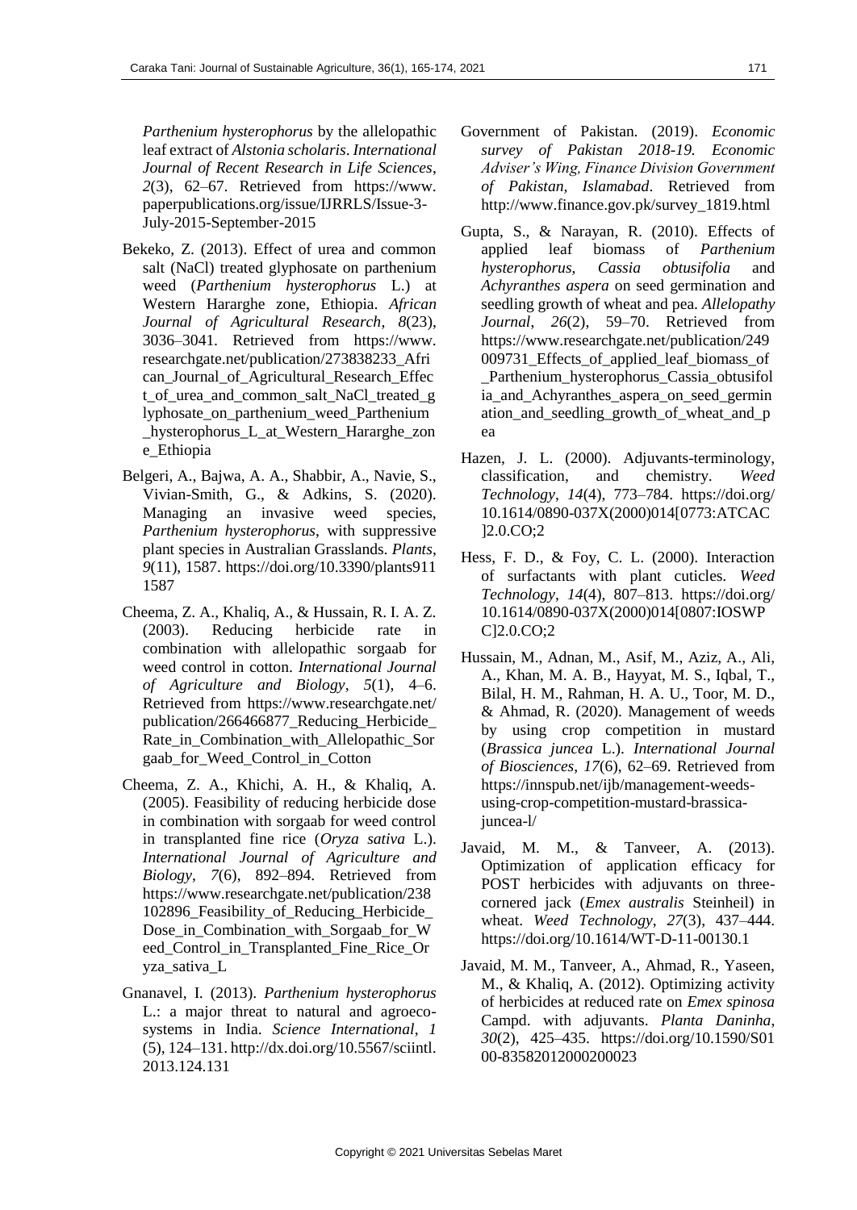*Parthenium hysterophorus* by the allelopathic leaf extract of *Alstonia scholaris*. *International Journal of Recent Research in Life Sciences*, *2*(3), 62–67. Retrieved from https://www.paperpublications.org/issue/IJRRLS/Issue-3-July-2015-September-2015

Bekeko, Z. (2013). Effect of urea and common salt (NaCl) treated glyphosate on parthenium weed (*Parthenium hysterophorus* L.) at Western Hararghe zone, Ethiopia. *African Journal of Agricultural Research*, *8*(23), 3036–3041. Retrieved from https://www.researchgate.net/publication/273838233_African_Journal_of_Agricultural_Research_Effect_of_urea_and_common_salt_NaCl_treated_glyphosate_on_parthenium_weed_Parthenium_hysterophorus_L_at_Western_Hararghe_zone_Ethiopia

Belgeri, A., Bajwa, A. A., Shabbir, A., Navie, S., Vivian-Smith, G., & Adkins, S. (2020). Managing an invasive weed species, *Parthenium hysterophorus*, with suppressive plant species in Australian Grasslands. *Plants*, *9*(11), 1587. https://doi.org/10.3390/plants9111587

Cheema, Z. A., Khaliq, A., & Hussain, R. I. A. Z. (2003). Reducing herbicide rate in combination with allelopathic sorgaab for weed control in cotton. *International Journal of Agriculture and Biology*, *5*(1), 4–6. Retrieved from https://www.researchgate.net/publication/266466877_Reducing_Herbicide_Rate_in_Combination_with_Allelopathic_Sorgaab_for_Weed_Control_in_Cotton

Cheema, Z. A., Khichi, A. H., & Khaliq, A. (2005). Feasibility of reducing herbicide dose in combination with sorgaab for weed control in transplanted fine rice (*Oryza sativa* L.). *International Journal of Agriculture and Biology*, *7*(6), 892–894. Retrieved from https://www.researchgate.net/publication/238102896_Feasibility_of_Reducing_Herbicide_Dose_in_Combination_with_Sorgaab_for_Weed_Control_in_Transplanted_Fine_Rice_Oryza_sativa_L

Gnanavel, I. (2013). *Parthenium hysterophorus* L.: a major threat to natural and agroecosystems in India. *Science International*, *1* (5), 124–131. http://dx.doi.org/10.5567/sciintl.2013.124.131

Government of Pakistan. (2019). *Economic survey of Pakistan 2018-19. Economic Adviser's Wing, Finance Division Government of Pakistan, Islamabad*. Retrieved from http://www.finance.gov.pk/survey_1819.html

Gupta, S., & Narayan, R. (2010). Effects of applied leaf biomass of *Parthenium hysterophorus*, *Cassia obtusifolia* and *Achyranthes aspera* on seed germination and seedling growth of wheat and pea. *Allelopathy Journal*, *26*(2), 59–70. Retrieved from https://www.researchgate.net/publication/249009731_Effects_of_applied_leaf_biomass_of_Parthenium_hysterophorus_Cassia_obtusifolia_and_Achyranthes_aspera_on_seed_germination_and_seedling_growth_of_wheat_and_pea

Hazen, J. L. (2000). Adjuvants-terminology, classification, and chemistry. *Weed Technology*, *14*(4), 773–784. https://doi.org/10.1614/0890-037X(2000)014[0773:ATCAC]2.0.CO;2

Hess, F. D., & Foy, C. L. (2000). Interaction of surfactants with plant cuticles. *Weed Technology*, *14*(4), 807–813. https://doi.org/10.1614/0890-037X(2000)014[0807:IOSWPC]2.0.CO;2

Hussain, M., Adnan, M., Asif, M., Aziz, A., Ali, A., Khan, M. A. B., Hayyat, M. S., Iqbal, T., Bilal, H. M., Rahman, H. A. U., Toor, M. D., & Ahmad, R. (2020). Management of weeds by using crop competition in mustard (*Brassica juncea* L.). *International Journal of Biosciences*, *17*(6), 62–69. Retrieved from https://innspub.net/ijb/management-weeds-using-crop-competition-mustard-brassica-juncea-l/

Javaid, M. M., & Tanveer, A. (2013). Optimization of application efficacy for POST herbicides with adjuvants on three-cornered jack (*Emex australis* Steinheil) in wheat. *Weed Technology*, *27*(3), 437–444. https://doi.org/10.1614/WT-D-11-00130.1

Javaid, M. M., Tanveer, A., Ahmad, R., Yaseen, M., & Khaliq, A. (2012). Optimizing activity of herbicides at reduced rate on *Emex spinosa* Campd. with adjuvants. *Planta Daninha*, *30*(2), 425–435. https://doi.org/10.1590/S0100-83582012000200023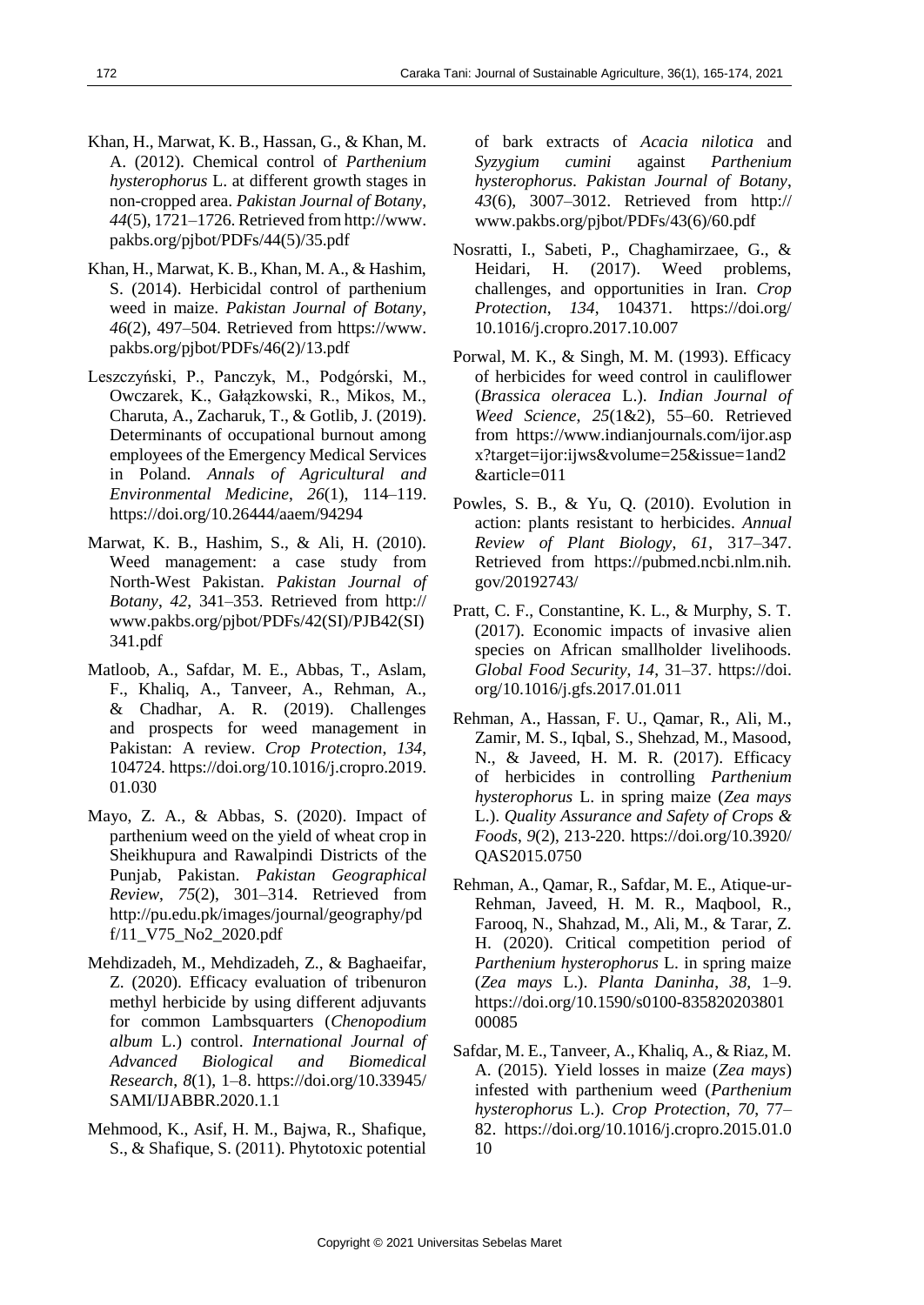Khan, H., Marwat, K. B., Hassan, G., & Khan, M. A. (2012). Chemical control of *Parthenium hysterophorus* L. at different growth stages in non-cropped area. *Pakistan Journal of Botany*, *44*(5), 1721–1726. Retrieved from http://www.pakbs.org/pjbot/PDFs/44(5)/35.pdf

Khan, H., Marwat, K. B., Khan, M. A., & Hashim, S. (2014). Herbicidal control of parthenium weed in maize. *Pakistan Journal of Botany*, *46*(2), 497–504. Retrieved from https://www.pakbs.org/pjbot/PDFs/46(2)/13.pdf

Leszczyński, P., Panczyk, M., Podgórski, M., Owczarek, K., Gałązkowski, R., Mikos, M., Charuta, A., Zacharuk, T., & Gotlib, J. (2019). Determinants of occupational burnout among employees of the Emergency Medical Services in Poland. *Annals of Agricultural and Environmental Medicine*, *26*(1), 114–119. https://doi.org/10.26444/aaem/94294

Marwat, K. B., Hashim, S., & Ali, H. (2010). Weed management: a case study from North-West Pakistan. *Pakistan Journal of Botany*, *42*, 341–353. Retrieved from http://www.pakbs.org/pjbot/PDFs/42(SI)/PJB42(SI)341.pdf

Matloob, A., Safdar, M. E., Abbas, T., Aslam, F., Khaliq, A., Tanveer, A., Rehman, A., & Chadhar, A. R. (2019). Challenges and prospects for weed management in Pakistan: A review. *Crop Protection*, *134*, 104724. https://doi.org/10.1016/j.cropro.2019.01.030

Mayo, Z. A., & Abbas, S. (2020). Impact of parthenium weed on the yield of wheat crop in Sheikhupura and Rawalpindi Districts of the Punjab, Pakistan. *Pakistan Geographical Review*, *75*(2), 301–314. Retrieved from http://pu.edu.pk/images/journal/geography/pdf/11_V75_No2_2020.pdf

Mehdizadeh, M., Mehdizadeh, Z., & Baghaeifar, Z. (2020). Efficacy evaluation of tribenuron methyl herbicide by using different adjuvants for common Lambsquarters (*Chenopodium album* L.) control. *International Journal of Advanced Biological and Biomedical Research*, *8*(1), 1–8. https://doi.org/10.33945/SAMI/IJABBR.2020.1.1

Mehmood, K., Asif, H. M., Bajwa, R., Shafique, S., & Shafique, S. (2011). Phytotoxic potential of bark extracts of *Acacia nilotica* and *Syzygium cumini* against *Parthenium hysterophorus*. *Pakistan Journal of Botany*, *43*(6), 3007–3012. Retrieved from http://www.pakbs.org/pjbot/PDFs/43(6)/60.pdf

Nosratti, I., Sabeti, P., Chaghamirzaee, G., & Heidari, H. (2017). Weed problems, challenges, and opportunities in Iran. *Crop Protection*, *134*, 104371. https://doi.org/10.1016/j.cropro.2017.10.007

Porwal, M. K., & Singh, M. M. (1993). Efficacy of herbicides for weed control in cauliflower (*Brassica oleracea* L.). *Indian Journal of Weed Science*, *25*(1&2), 55–60. Retrieved from https://www.indianjournals.com/ijor.aspx?target=ijor:ijws&volume=25&issue=1and2&article=011

Powles, S. B., & Yu, Q. (2010). Evolution in action: plants resistant to herbicides. *Annual Review of Plant Biology*, *61*, 317–347. Retrieved from https://pubmed.ncbi.nlm.nih.gov/20192743/

Pratt, C. F., Constantine, K. L., & Murphy, S. T. (2017). Economic impacts of invasive alien species on African smallholder livelihoods. *Global Food Security*, *14*, 31–37. https://doi.org/10.1016/j.gfs.2017.01.011

Rehman, A., Hassan, F. U., Qamar, R., Ali, M., Zamir, M. S., Iqbal, S., Shehzad, M., Masood, N., & Javeed, H. M. R. (2017). Efficacy of herbicides in controlling *Parthenium hysterophorus* L. in spring maize (*Zea mays* L.). *Quality Assurance and Safety of Crops & Foods*, *9*(2), 213-220. https://doi.org/10.3920/QAS2015.0750

Rehman, A., Qamar, R., Safdar, M. E., Atique-ur-Rehman, Javeed, H. M. R., Maqbool, R., Farooq, N., Shahzad, M., Ali, M., & Tarar, Z. H. (2020). Critical competition period of *Parthenium hysterophorus* L. in spring maize (*Zea mays* L.). *Planta Daninha*, *38*, 1–9. https://doi.org/10.1590/s0100-83582020380100085

Safdar, M. E., Tanveer, A., Khaliq, A., & Riaz, M. A. (2015). Yield losses in maize (*Zea mays*) infested with parthenium weed (*Parthenium hysterophorus* L.). *Crop Protection*, *70*, 77–82. https://doi.org/10.1016/j.cropro.2015.01.010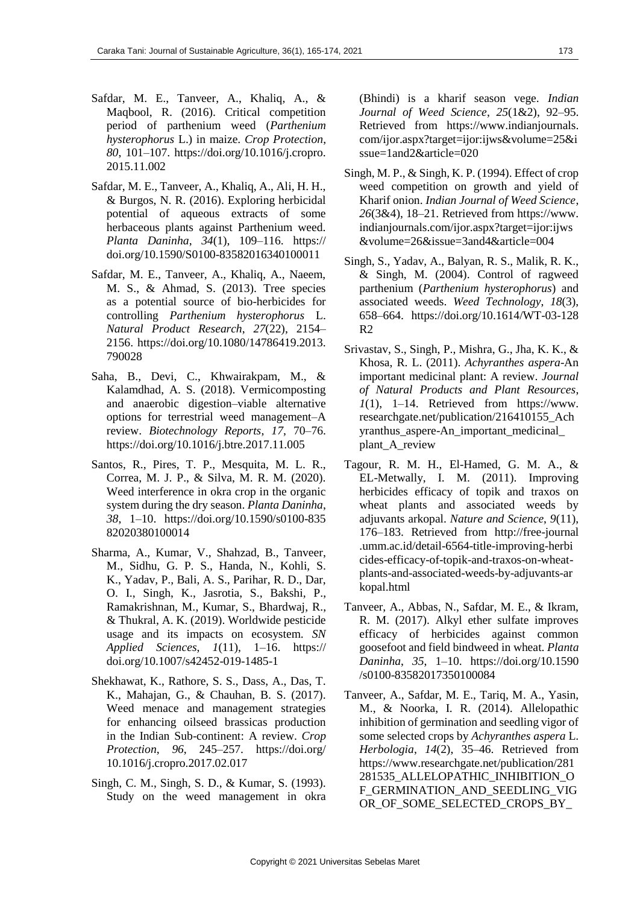Safdar, M. E., Tanveer, A., Khaliq, A., & Maqbool, R. (2016). Critical competition period of parthenium weed (*Parthenium hysterophorus* L.) in maize. *Crop Protection*, *80*, 101–107. https://doi.org/10.1016/j.cropro.2015.11.002

Safdar, M. E., Tanveer, A., Khaliq, A., Ali, H. H., & Burgos, N. R. (2016). Exploring herbicidal potential of aqueous extracts of some herbaceous plants against Parthenium weed. *Planta Daninha*, *34*(1), 109–116. https://doi.org/10.1590/S0100-83582016340100011

Safdar, M. E., Tanveer, A., Khaliq, A., Naeem, M. S., & Ahmad, S. (2013). Tree species as a potential source of bio-herbicides for controlling *Parthenium hysterophorus* L. *Natural Product Research*, *27*(22), 2154–2156. https://doi.org/10.1080/14786419.2013.790028

Saha, B., Devi, C., Khwairakpam, M., & Kalamdhad, A. S. (2018). Vermicomposting and anaerobic digestion–viable alternative options for terrestrial weed management–A review. *Biotechnology Reports*, *17*, 70–76. https://doi.org/10.1016/j.btre.2017.11.005

Santos, R., Pires, T. P., Mesquita, M. L. R., Correa, M. J. P., & Silva, M. R. M. (2020). Weed interference in okra crop in the organic system during the dry season. *Planta Daninha*, *38*, 1–10. https://doi.org/10.1590/s0100-83582020380100014

Sharma, A., Kumar, V., Shahzad, B., Tanveer, M., Sidhu, G. P. S., Handa, N., Kohli, S. K., Yadav, P., Bali, A. S., Parihar, R. D., Dar, O. I., Singh, K., Jasrotia, S., Bakshi, P., Ramakrishnan, M., Kumar, S., Bhardwaj, R., & Thukral, A. K. (2019). Worldwide pesticide usage and its impacts on ecosystem. *SN Applied Sciences*, *1*(11), 1–16. https://doi.org/10.1007/s42452-019-1485-1

Shekhawat, K., Rathore, S. S., Dass, A., Das, T. K., Mahajan, G., & Chauhan, B. S. (2017). Weed menace and management strategies for enhancing oilseed brassicas production in the Indian Sub-continent: A review. *Crop Protection*, *96*, 245–257. https://doi.org/10.1016/j.cropro.2017.02.017

Singh, C. M., Singh, S. D., & Kumar, S. (1993). Study on the weed management in okra (Bhindi) is a kharif season vege. *Indian Journal of Weed Science*, *25*(1&2), 92–95. Retrieved from https://www.indianjournals.com/ijor.aspx?target=ijor:ijws&volume=25&issue=1and2&article=020

Singh, M. P., & Singh, K. P. (1994). Effect of crop weed competition on growth and yield of Kharif onion. *Indian Journal of Weed Science*, *26*(3&4), 18–21. Retrieved from https://www.indianjournals.com/ijor.aspx?target=ijor:ijws&volume=26&issue=3and4&article=004

Singh, S., Yadav, A., Balyan, R. S., Malik, R. K., & Singh, M. (2004). Control of ragweed parthenium (*Parthenium hysterophorus*) and associated weeds. *Weed Technology*, *18*(3), 658–664. https://doi.org/10.1614/WT-03-128R2

Srivastav, S., Singh, P., Mishra, G., Jha, K. K., & Khosa, R. L. (2011). *Achyranthes aspera*-An important medicinal plant: A review. *Journal of Natural Products and Plant Resources*, *1*(1), 1–14. Retrieved from https://www.researchgate.net/publication/216410155_Achyranthus_aspere-An_important_medicinal_plant_A_review

Tagour, R. M. H., El-Hamed, G. M. A., & EL-Metwally, I. M. (2011). Improving herbicides efficacy of topik and traxos on wheat plants and associated weeds by adjuvants arkopal. *Nature and Science*, *9*(11), 176–183. Retrieved from http://free-journal.umm.ac.id/detail-6564-title-improving-herbicides-efficacy-of-topik-and-traxos-on-wheat-plants-and-associated-weeds-by-adjuvants-arkopal.html

Tanveer, A., Abbas, N., Safdar, M. E., & Ikram, R. M. (2017). Alkyl ether sulfate improves efficacy of herbicides against common goosefoot and field bindweed in wheat. *Planta Daninha*, *35*, 1–10. https://doi.org/10.1590/s0100-83582017350100084

Tanveer, A., Safdar, M. E., Tariq, M. A., Yasin, M., & Noorka, I. R. (2014). Allelopathic inhibition of germination and seedling vigor of some selected crops by *Achyranthes aspera* L. *Herbologia*, *14*(2), 35–46. Retrieved from https://www.researchgate.net/publication/281281535_ALLELOPATHIC_INHIBITION_OF_GERMINATION_AND_SEEDLING_VIGOR_OF_SOME_SELECTED_CROPS_BY_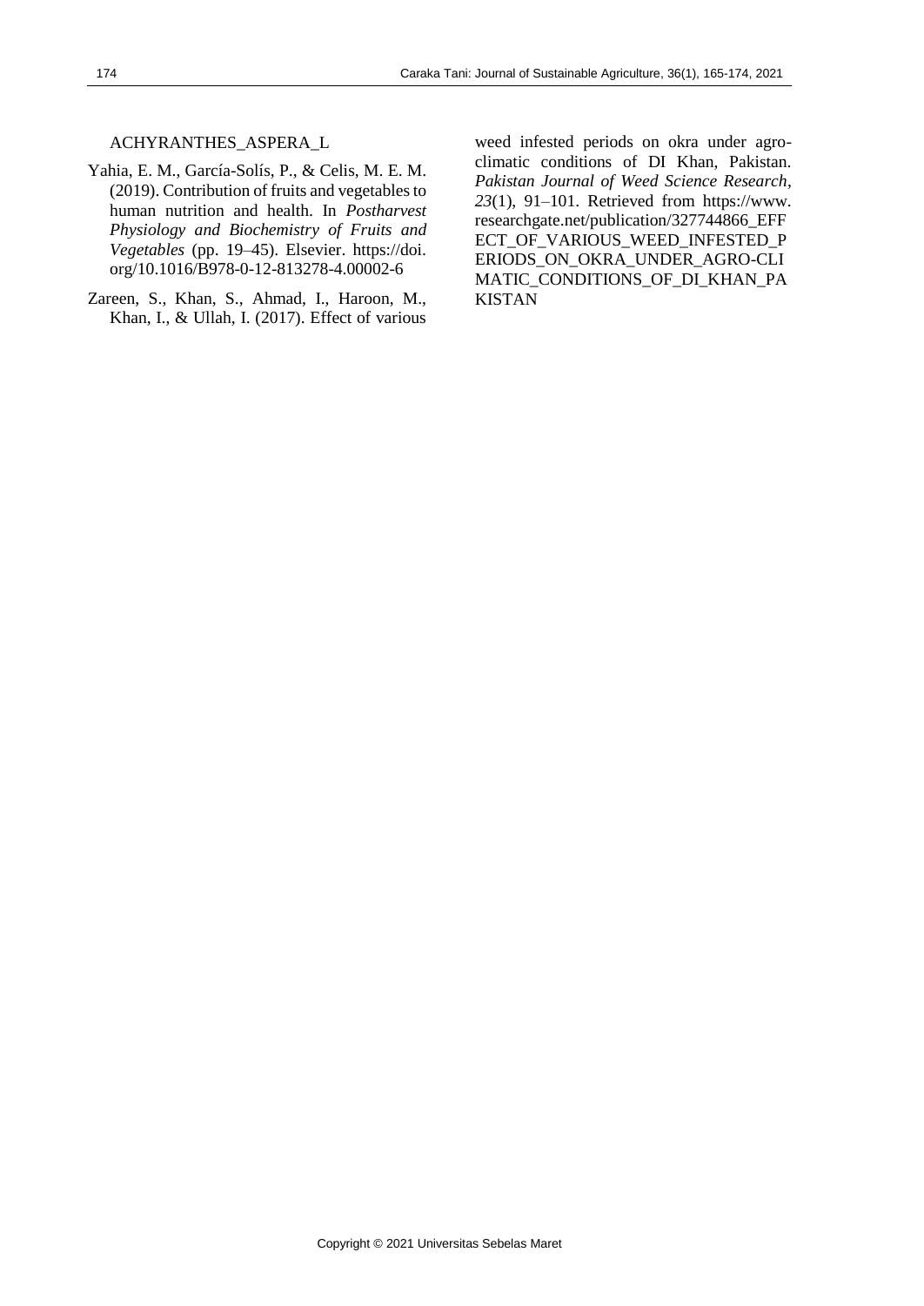ACHYRANTHES_ASPERA_L

Yahia, E. M., García-Solís, P., & Celis, M. E. M. (2019). Contribution of fruits and vegetables to human nutrition and health. In *Postharvest Physiology and Biochemistry of Fruits and Vegetables* (pp. 19–45). Elsevier. https://doi.org/10.1016/B978-0-12-813278-4.00002-6

Zareen, S., Khan, S., Ahmad, I., Haroon, M., Khan, I., & Ullah, I. (2017). Effect of various weed infested periods on okra under agro-climatic conditions of DI Khan, Pakistan. *Pakistan Journal of Weed Science Research*, *23*(1), 91–101. Retrieved from https://www.researchgate.net/publication/327744866_EFFECT_OF_VARIOUS_WEED_INFESTED_PERIODS_ON_OKRA_UNDER_AGRO-CLIMATIC_CONDITIONS_OF_DI_KHAN_PAKISTAN